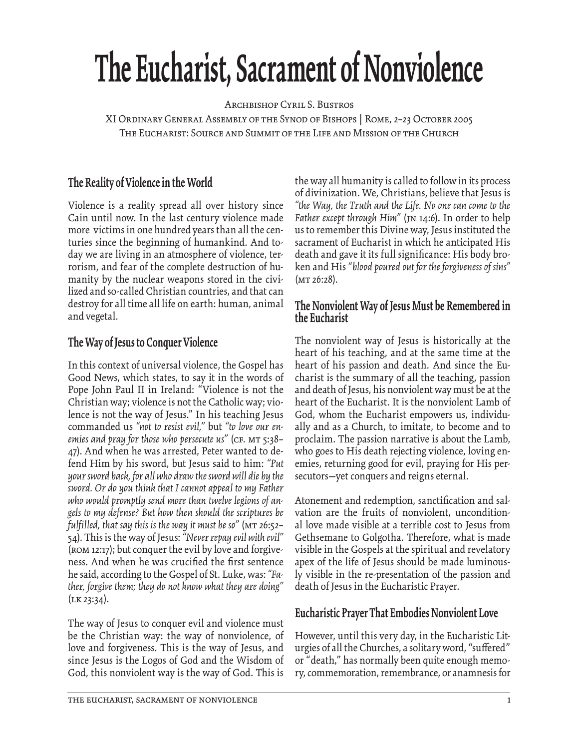# The Eucharist, Sacrament of Nonviolence

Archbishop Cyril S. Bustros

XI Ordinary General Assembly of the Synod of Bishops | Rome, 2–23 October 2005
The Eucharist: Source and Summit of the Life and Mission of the Church

## The Reality of Violence in the World

Violence is a reality spread all over history since Cain until now. In the last century violence made more victims in one hundred years than all the centuries since the beginning of humankind. And today we are living in an atmosphere of violence, terrorism, and fear of the complete destruction of humanity by the nuclear weapons stored in the civilized and so-called Christian countries, and that can destroy for all time all life on earth: human, animal and vegetal.

## The Way of Jesus to Conquer Violence

In this context of universal violence, the Gospel has Good News, which states, to say it in the words of Pope John Paul II in Ireland: "Violence is not the Christian way; violence is not the Catholic way; violence is not the way of Jesus." In his teaching Jesus commanded us *"not to resist evil,"* but *"to love our enemies and pray for those who persecute us"* (cf. Mt 5:38–47). And when he was arrested, Peter wanted to defend Him by his sword, but Jesus said to him: *"Put your sword back, for all who draw the sword will die by the sword. Or do you think that I cannot appeal to my Father who would promptly send more than twelve legions of angels to my defense? But how then should the scriptures be fulfilled, that say this is the way it must be so"* (Mt 26:52–54). This is the way of Jesus: *"Never repay evil with evil"* (Rom 12:17); but conquer the evil by love and forgiveness. And when he was crucified the first sentence he said, according to the Gospel of St. Luke, was: *"Father, forgive them; they do not know what they are doing"* (Lk 23:34).

The way of Jesus to conquer evil and violence must be the Christian way: the way of nonviolence, of love and forgiveness. This is the way of Jesus, and since Jesus is the Logos of God and the Wisdom of God, this nonviolent way is the way of God. This is the way all humanity is called to follow in its process of divinization. We, Christians, believe that Jesus is *"the Way, the Truth and the Life. No one can come to the Father except through Him"* (Jn 14:6). In order to help us to remember this Divine way, Jesus instituted the sacrament of Eucharist in which he anticipated His death and gave it its full significance: His body broken and His *"blood poured out for the forgiveness of sins"* (Mt 26:28).

## The Nonviolent Way of Jesus Must be Remembered in the Eucharist

The nonviolent way of Jesus is historically at the heart of his teaching, and at the same time at the heart of his passion and death. And since the Eucharist is the summary of all the teaching, passion and death of Jesus, his nonviolent way must be at the heart of the Eucharist. It is the nonviolent Lamb of God, whom the Eucharist empowers us, individually and as a Church, to imitate, to become and to proclaim. The passion narrative is about the Lamb, who goes to His death rejecting violence, loving enemies, returning good for evil, praying for His persecutors—yet conquers and reigns eternal.

Atonement and redemption, sanctification and salvation are the fruits of nonviolent, unconditional love made visible at a terrible cost to Jesus from Gethsemane to Golgotha. Therefore, what is made visible in the Gospels at the spiritual and revelatory apex of the life of Jesus should be made luminously visible in the re-presentation of the passion and death of Jesus in the Eucharistic Prayer.

## Eucharistic Prayer That Embodies Nonviolent Love

However, until this very day, in the Eucharistic Liturgies of all the Churches, a solitary word, "suffered" or "death," has normally been quite enough memory, commemoration, remembrance, or anamnesis for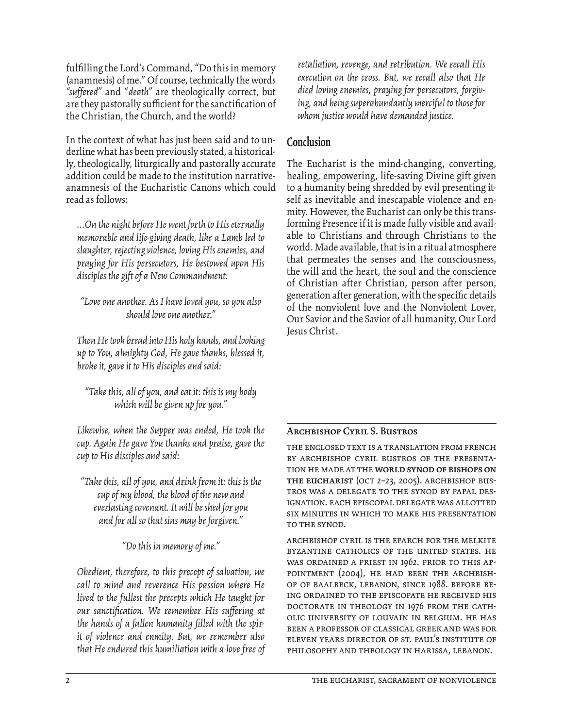fulfilling the Lord's Command, "Do this in memory (anamnesis) of me." Of course, technically the words *"suffered"* and *"death"* are theologically correct, but are they pastorally sufficient for the sanctification of the Christian, the Church, and the world?

In the context of what has just been said and to underline what has been previously stated, a historically, theologically, liturgically and pastorally accurate addition could be made to the institution narrative-anamnesis of the Eucharistic Canons which could read as follows:

> *...On the night before He went forth to His eternally memorable and life-giving death, like a Lamb led to slaughter, rejecting violence, loving His enemies, and praying for His persecutors, He bestowed upon His disciples the gift of a New Commandment:*
>
> *"Love one another. As I have loved you, so you also should love one another."*
>
> *Then He took bread into His holy hands, and looking up to You, almighty God, He gave thanks, blessed it, broke it, gave it to His disciples and said:*
>
> *"Take this, all of you, and eat it: this is my body which will be given up for you."*
>
> *Likewise, when the Supper was ended, He took the cup. Again He gave You thanks and praise, gave the cup to His disciples and said:*
>
> *"Take this, all of you, and drink from it: this is the cup of my blood, the blood of the new and everlasting covenant. It will be shed for you and for all so that sins may be forgiven."*
>
> *"Do this in memory of me."*
>
> *Obedient, therefore, to this precept of salvation, we call to mind and reverence His passion where He lived to the fullest the precepts which He taught for our sanctification. We remember His suffering at the hands of a fallen humanity filled with the spirit of violence and enmity. But, we remember also that He endured this humiliation with a love free of retaliation, revenge, and retribution. We recall His execution on the cross. But, we recall also that He died loving enemies, praying for persecutors, forgiving, and being superabundantly merciful to those for whom justice would have demanded justice.*

## Conclusion

The Eucharist is the mind-changing, converting, healing, empowering, life-saving Divine gift given to a humanity being shredded by evil presenting itself as inevitable and inescapable violence and enmity. However, the Eucharist can only be this transforming Presence if it is made fully visible and available to Christians and through Christians to the world. Made available, that is in a ritual atmosphere that permeates the senses and the consciousness, the will and the heart, the soul and the conscience of Christian after Christian, person after person, generation after generation, with the specific details of the nonviolent love and the Nonviolent Lover, Our Savior and the Savior of all humanity, Our Lord Jesus Christ.

---

**Archbishop Cyril S. Bustros**

The enclosed text is a translation from French by Archbishop Cyril Bustros of the presentation he made at the **World Synod of Bishops on the Eucharist** (Oct 2–23, 2005). Archbishop Bustros was a delegate to the synod by papal designation. Each episcopal delegate was allotted six minutes in which to make his presentation to the synod.

Archbishop Cyril is the Eparch for the Melkite Byzantine Catholics of the United States. He was ordained a priest in 1962. Prior to this appointment (2004), he had been the Archbishop of Baalbeck, Lebanon, since 1988. Before being ordained to the episcopate he received his doctorate in theology in 1976 from the Catholic University of Louvain in Belgium. He has been a professor of classical Greek and was for eleven years director of St. Paul's Institute of Philosophy and Theology in Harissa, Lebanon.